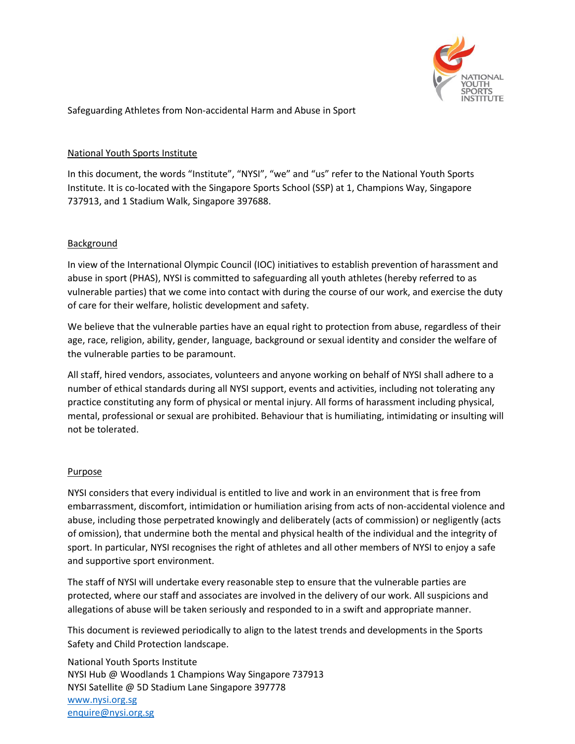# Safeguarding Athletes from Non-accidental Harm and Abuse in Sport

## National Youth Sports Institute

In this document, the words "Institute", "NYSI", "we" and "us" refer to the National Youth Sports Institute. It is co-located with the Singapore Sports School (SSP) at 1, Champions Way, Singapore 737913, and 1 Stadium Walk, Singapore 397688.

## Background

In view of the International Olympic Council (IOC) initiatives to establish prevention of harassment and abuse in sport (PHAS), NYSI is committed to safeguarding all youth athletes (hereby referred to as vulnerable parties) that we come into contact with during the course of our work, and exercise the duty of care for their welfare, holistic development and safety.

We believe that the vulnerable parties have an equal right to protection from abuse, regardless of their age, race, religion, ability, gender, language, background or sexual identity and consider the welfare of the vulnerable parties to be paramount.

All staff, hired vendors, associates, volunteers and anyone working on behalf of NYSI shall adhere to a number of ethical standards during all NYSI support, events and activities, including not tolerating any practice constituting any form of physical or mental injury. All forms of harassment including physical, mental, professional or sexual are prohibited. Behaviour that is humiliating, intimidating or insulting will not be tolerated.

## Purpose

NYSI considers that every individual is entitled to live and work in an environment that is free from embarrassment, discomfort, intimidation or humiliation arising from acts of non-accidental violence and abuse, including those perpetrated knowingly and deliberately (acts of commission) or negligently (acts of omission), that undermine both the mental and physical health of the individual and the integrity of sport. In particular, NYSI recognises the right of athletes and all other members of NYSI to enjoy a safe and supportive sport environment.

The staff of NYSI will undertake every reasonable step to ensure that the vulnerable parties are protected, where our staff and associates are involved in the delivery of our work. All suspicions and allegations of abuse will be taken seriously and responded to in a swift and appropriate manner.

This document is reviewed periodically to align to the latest trends and developments in the Sports Safety and Child Protection landscape.

National Youth Sports Institute
NYSI Hub @ Woodlands 1 Champions Way Singapore 737913
NYSI Satellite @ 5D Stadium Lane Singapore 397778
www.nysi.org.sg
enquire@nysi.org.sg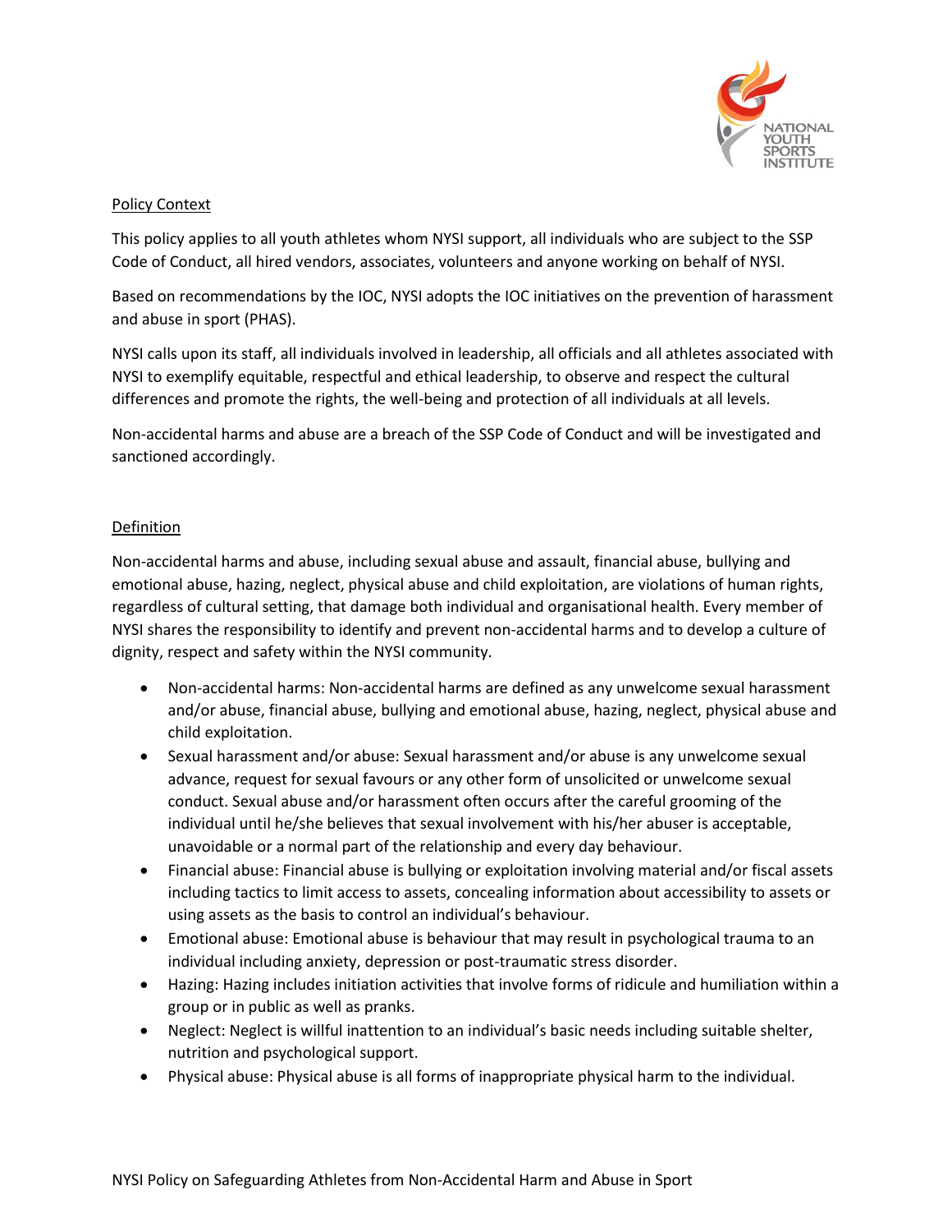## Policy Context

This policy applies to all youth athletes whom NYSI support, all individuals who are subject to the SSP Code of Conduct, all hired vendors, associates, volunteers and anyone working on behalf of NYSI.

Based on recommendations by the IOC, NYSI adopts the IOC initiatives on the prevention of harassment and abuse in sport (PHAS).

NYSI calls upon its staff, all individuals involved in leadership, all officials and all athletes associated with NYSI to exemplify equitable, respectful and ethical leadership, to observe and respect the cultural differences and promote the rights, the well-being and protection of all individuals at all levels.

Non-accidental harms and abuse are a breach of the SSP Code of Conduct and will be investigated and sanctioned accordingly.

## Definition

Non-accidental harms and abuse, including sexual abuse and assault, financial abuse, bullying and emotional abuse, hazing, neglect, physical abuse and child exploitation, are violations of human rights, regardless of cultural setting, that damage both individual and organisational health. Every member of NYSI shares the responsibility to identify and prevent non-accidental harms and to develop a culture of dignity, respect and safety within the NYSI community.

- Non-accidental harms: Non-accidental harms are defined as any unwelcome sexual harassment and/or abuse, financial abuse, bullying and emotional abuse, hazing, neglect, physical abuse and child exploitation.
- Sexual harassment and/or abuse: Sexual harassment and/or abuse is any unwelcome sexual advance, request for sexual favours or any other form of unsolicited or unwelcome sexual conduct. Sexual abuse and/or harassment often occurs after the careful grooming of the individual until he/she believes that sexual involvement with his/her abuser is acceptable, unavoidable or a normal part of the relationship and every day behaviour.
- Financial abuse: Financial abuse is bullying or exploitation involving material and/or fiscal assets including tactics to limit access to assets, concealing information about accessibility to assets or using assets as the basis to control an individual's behaviour.
- Emotional abuse: Emotional abuse is behaviour that may result in psychological trauma to an individual including anxiety, depression or post-traumatic stress disorder.
- Hazing: Hazing includes initiation activities that involve forms of ridicule and humiliation within a group or in public as well as pranks.
- Neglect: Neglect is willful inattention to an individual's basic needs including suitable shelter, nutrition and psychological support.
- Physical abuse: Physical abuse is all forms of inappropriate physical harm to the individual.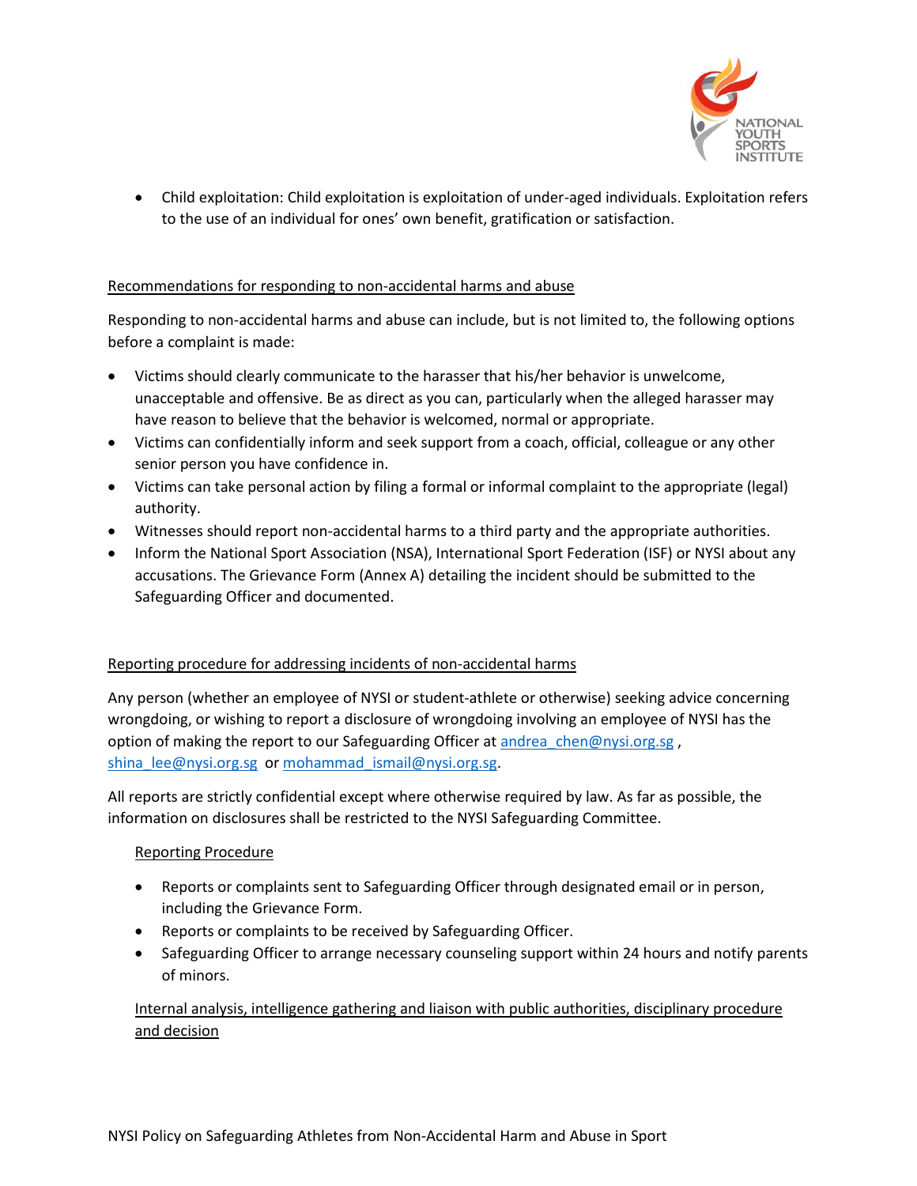- Child exploitation: Child exploitation is exploitation of under-aged individuals. Exploitation refers to the use of an individual for ones' own benefit, gratification or satisfaction.

## Recommendations for responding to non-accidental harms and abuse

Responding to non-accidental harms and abuse can include, but is not limited to, the following options before a complaint is made:

- Victims should clearly communicate to the harasser that his/her behavior is unwelcome, unacceptable and offensive. Be as direct as you can, particularly when the alleged harasser may have reason to believe that the behavior is welcomed, normal or appropriate.
- Victims can confidentially inform and seek support from a coach, official, colleague or any other senior person you have confidence in.
- Victims can take personal action by filing a formal or informal complaint to the appropriate (legal) authority.
- Witnesses should report non-accidental harms to a third party and the appropriate authorities.
- Inform the National Sport Association (NSA), International Sport Federation (ISF) or NYSI about any accusations. The Grievance Form (Annex A) detailing the incident should be submitted to the Safeguarding Officer and documented.

## Reporting procedure for addressing incidents of non-accidental harms

Any person (whether an employee of NYSI or student-athlete or otherwise) seeking advice concerning wrongdoing, or wishing to report a disclosure of wrongdoing involving an employee of NYSI has the option of making the report to our Safeguarding Officer at andrea_chen@nysi.org.sg , shina_lee@nysi.org.sg or mohammad_ismail@nysi.org.sg.

All reports are strictly confidential except where otherwise required by law. As far as possible, the information on disclosures shall be restricted to the NYSI Safeguarding Committee.

### Reporting Procedure

- Reports or complaints sent to Safeguarding Officer through designated email or in person, including the Grievance Form.
- Reports or complaints to be received by Safeguarding Officer.
- Safeguarding Officer to arrange necessary counseling support within 24 hours and notify parents of minors.

### Internal analysis, intelligence gathering and liaison with public authorities, disciplinary procedure and decision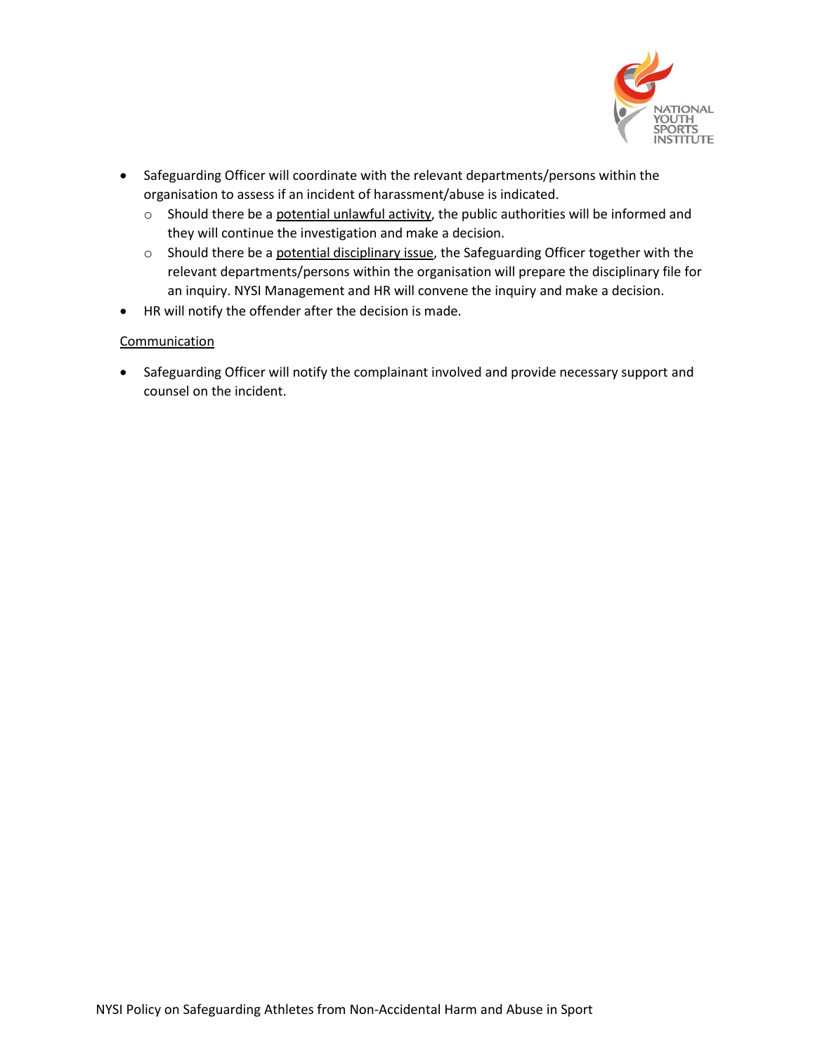- Safeguarding Officer will coordinate with the relevant departments/persons within the organisation to assess if an incident of harassment/abuse is indicated.
  - Should there be a <u>potential unlawful activity</u>, the public authorities will be informed and they will continue the investigation and make a decision.
  - Should there be a <u>potential disciplinary issue</u>, the Safeguarding Officer together with the relevant departments/persons within the organisation will prepare the disciplinary file for an inquiry. NYSI Management and HR will convene the inquiry and make a decision.
- HR will notify the offender after the decision is made.

<u>Communication</u>

- Safeguarding Officer will notify the complainant involved and provide necessary support and counsel on the incident.